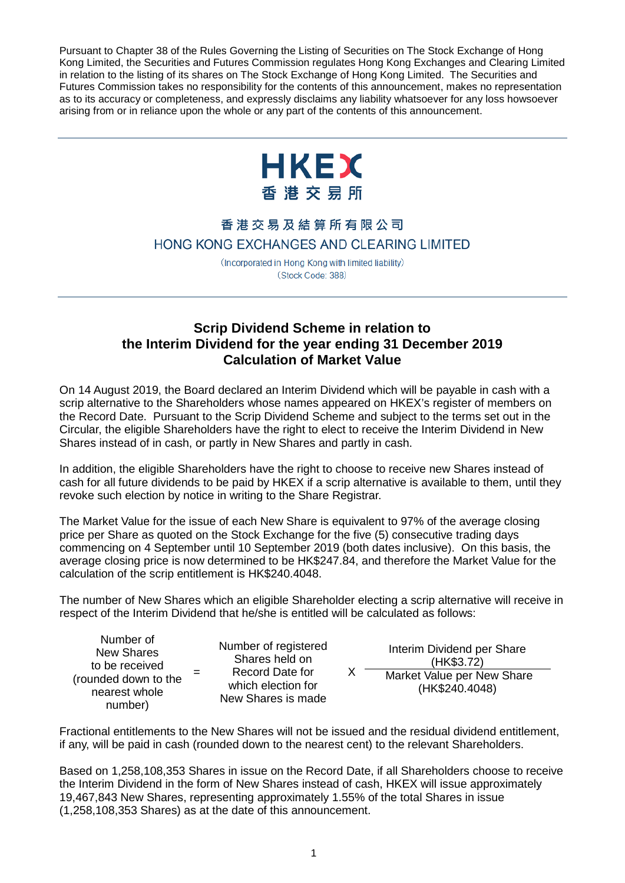Pursuant to Chapter 38 of the Rules Governing the Listing of Securities on The Stock Exchange of Hong Kong Limited, the Securities and Futures Commission regulates Hong Kong Exchanges and Clearing Limited in relation to the listing of its shares on The Stock Exchange of Hong Kong Limited. The Securities and Futures Commission takes no responsibility for the contents of this announcement, makes no representation as to its accuracy or completeness, and expressly disclaims any liability whatsoever for any loss howsoever arising from or in reliance upon the whole or any part of the contents of this announcement.

HKEX
香港交易所

香港交易及結算所有限公司
HONG KONG EXCHANGES AND CLEARING LIMITED

(Incorporated in Hong Kong with limited liability)
(Stock Code: 388)

## Scrip Dividend Scheme in relation to the Interim Dividend for the year ending 31 December 2019 Calculation of Market Value

On 14 August 2019, the Board declared an Interim Dividend which will be payable in cash with a scrip alternative to the Shareholders whose names appeared on HKEX's register of members on the Record Date. Pursuant to the Scrip Dividend Scheme and subject to the terms set out in the Circular, the eligible Shareholders have the right to elect to receive the Interim Dividend in New Shares instead of in cash, or partly in New Shares and partly in cash.

In addition, the eligible Shareholders have the right to choose to receive new Shares instead of cash for all future dividends to be paid by HKEX if a scrip alternative is available to them, until they revoke such election by notice in writing to the Share Registrar.

The Market Value for the issue of each New Share is equivalent to 97% of the average closing price per Share as quoted on the Stock Exchange for the five (5) consecutive trading days commencing on 4 September until 10 September 2019 (both dates inclusive). On this basis, the average closing price is now determined to be HK$247.84, and therefore the Market Value for the calculation of the scrip entitlement is HK$240.4048.

The number of New Shares which an eligible Shareholder electing a scrip alternative will receive in respect of the Interim Dividend that he/she is entitled will be calculated as follows:

$$\text{Number of New Shares to be received (rounded down to the nearest whole number)} = \text{Number of registered Shares held on Record Date for which election for New Shares is made} \times \frac{\text{Interim Dividend per Share (HK\$3.72)}}{\text{Market Value per New Share (HK\$240.4048)}}$$

Fractional entitlements to the New Shares will not be issued and the residual dividend entitlement, if any, will be paid in cash (rounded down to the nearest cent) to the relevant Shareholders.

Based on 1,258,108,353 Shares in issue on the Record Date, if all Shareholders choose to receive the Interim Dividend in the form of New Shares instead of cash, HKEX will issue approximately 19,467,843 New Shares, representing approximately 1.55% of the total Shares in issue (1,258,108,353 Shares) as at the date of this announcement.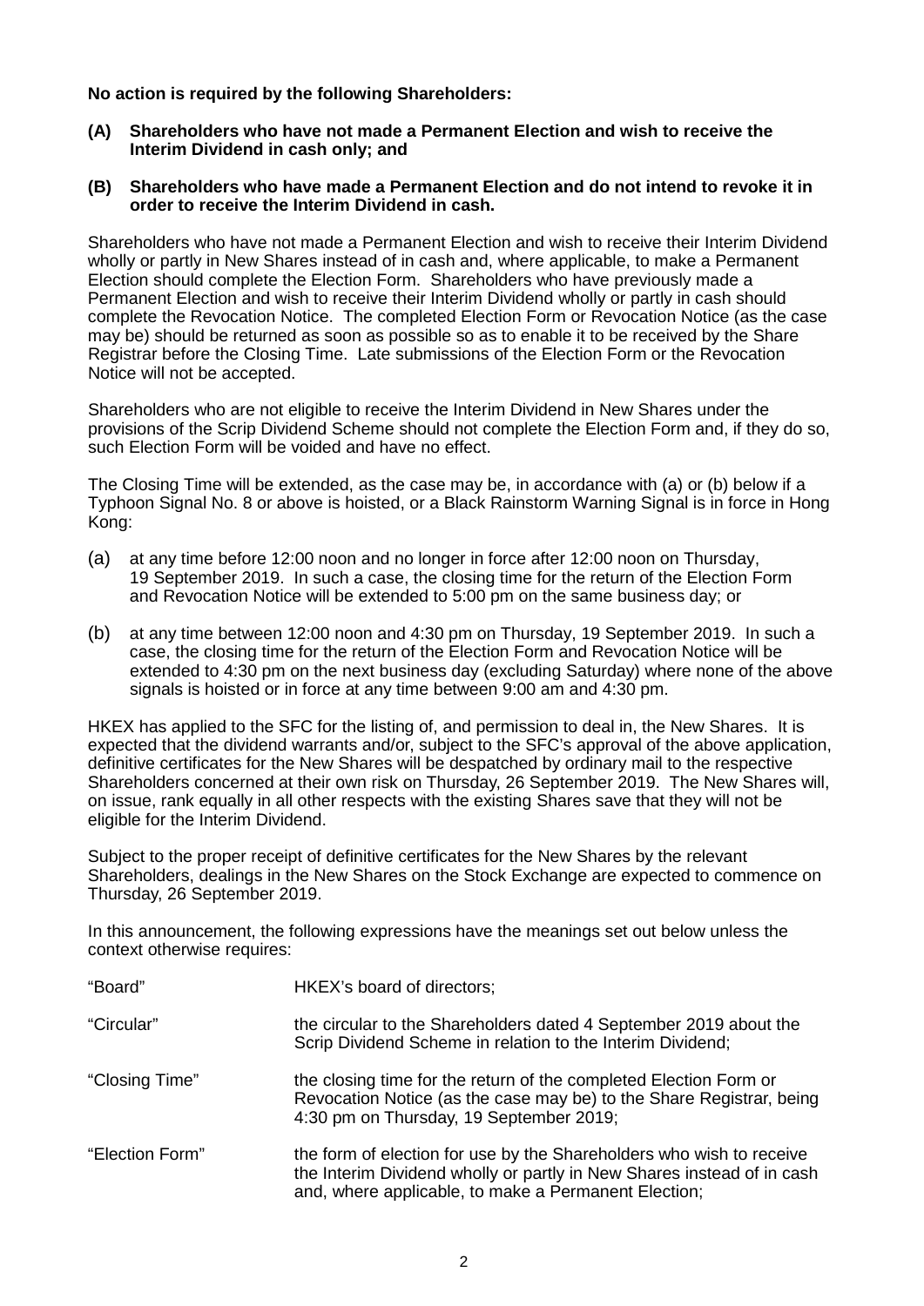**No action is required by the following Shareholders:**

**(A) Shareholders who have not made a Permanent Election and wish to receive the Interim Dividend in cash only; and**

**(B) Shareholders who have made a Permanent Election and do not intend to revoke it in order to receive the Interim Dividend in cash.**

Shareholders who have not made a Permanent Election and wish to receive their Interim Dividend wholly or partly in New Shares instead of in cash and, where applicable, to make a Permanent Election should complete the Election Form. Shareholders who have previously made a Permanent Election and wish to receive their Interim Dividend wholly or partly in cash should complete the Revocation Notice. The completed Election Form or Revocation Notice (as the case may be) should be returned as soon as possible so as to enable it to be received by the Share Registrar before the Closing Time. Late submissions of the Election Form or the Revocation Notice will not be accepted.

Shareholders who are not eligible to receive the Interim Dividend in New Shares under the provisions of the Scrip Dividend Scheme should not complete the Election Form and, if they do so, such Election Form will be voided and have no effect.

The Closing Time will be extended, as the case may be, in accordance with (a) or (b) below if a Typhoon Signal No. 8 or above is hoisted, or a Black Rainstorm Warning Signal is in force in Hong Kong:

(a) at any time before 12:00 noon and no longer in force after 12:00 noon on Thursday, 19 September 2019. In such a case, the closing time for the return of the Election Form and Revocation Notice will be extended to 5:00 pm on the same business day; or

(b) at any time between 12:00 noon and 4:30 pm on Thursday, 19 September 2019. In such a case, the closing time for the return of the Election Form and Revocation Notice will be extended to 4:30 pm on the next business day (excluding Saturday) where none of the above signals is hoisted or in force at any time between 9:00 am and 4:30 pm.

HKEX has applied to the SFC for the listing of, and permission to deal in, the New Shares. It is expected that the dividend warrants and/or, subject to the SFC's approval of the above application, definitive certificates for the New Shares will be despatched by ordinary mail to the respective Shareholders concerned at their own risk on Thursday, 26 September 2019. The New Shares will, on issue, rank equally in all other respects with the existing Shares save that they will not be eligible for the Interim Dividend.

Subject to the proper receipt of definitive certificates for the New Shares by the relevant Shareholders, dealings in the New Shares on the Stock Exchange are expected to commence on Thursday, 26 September 2019.

In this announcement, the following expressions have the meanings set out below unless the context otherwise requires:

| | |
|---|---|
| "Board" | HKEX's board of directors; |
| "Circular" | the circular to the Shareholders dated 4 September 2019 about the Scrip Dividend Scheme in relation to the Interim Dividend; |
| "Closing Time" | the closing time for the return of the completed Election Form or Revocation Notice (as the case may be) to the Share Registrar, being 4:30 pm on Thursday, 19 September 2019; |
| "Election Form" | the form of election for use by the Shareholders who wish to receive the Interim Dividend wholly or partly in New Shares instead of in cash and, where applicable, to make a Permanent Election; |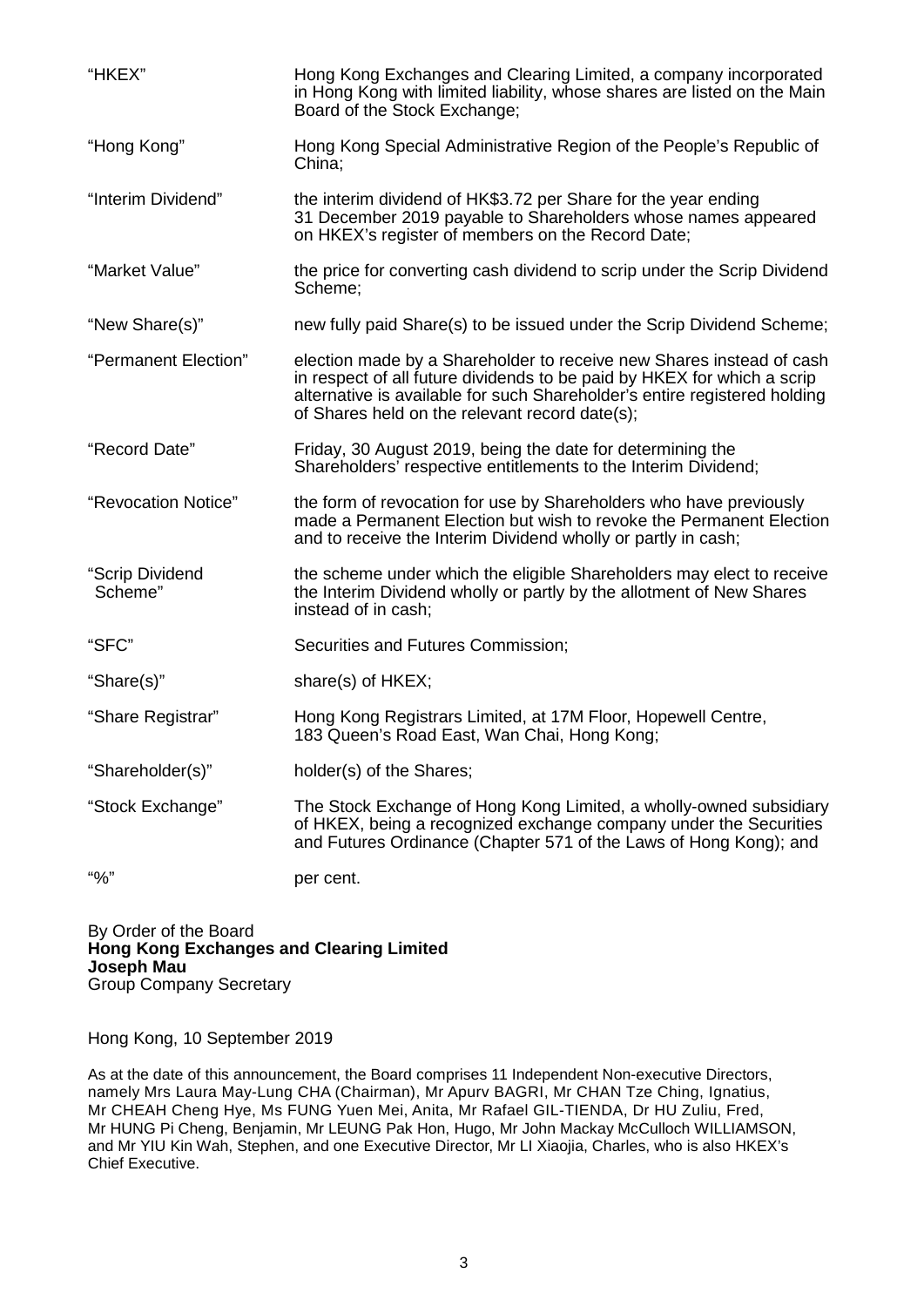| | |
|---|---|
| "HKEX" | Hong Kong Exchanges and Clearing Limited, a company incorporated in Hong Kong with limited liability, whose shares are listed on the Main Board of the Stock Exchange; |
| "Hong Kong" | Hong Kong Special Administrative Region of the People's Republic of China; |
| "Interim Dividend" | the interim dividend of HK$3.72 per Share for the year ending 31 December 2019 payable to Shareholders whose names appeared on HKEX's register of members on the Record Date; |
| "Market Value" | the price for converting cash dividend to scrip under the Scrip Dividend Scheme; |
| "New Share(s)" | new fully paid Share(s) to be issued under the Scrip Dividend Scheme; |
| "Permanent Election" | election made by a Shareholder to receive new Shares instead of cash in respect of all future dividends to be paid by HKEX for which a scrip alternative is available for such Shareholder's entire registered holding of Shares held on the relevant record date(s); |
| "Record Date" | Friday, 30 August 2019, being the date for determining the Shareholders' respective entitlements to the Interim Dividend; |
| "Revocation Notice" | the form of revocation for use by Shareholders who have previously made a Permanent Election but wish to revoke the Permanent Election and to receive the Interim Dividend wholly or partly in cash; |
| "Scrip Dividend Scheme" | the scheme under which the eligible Shareholders may elect to receive the Interim Dividend wholly or partly by the allotment of New Shares instead of in cash; |
| "SFC" | Securities and Futures Commission; |
| "Share(s)" | share(s) of HKEX; |
| "Share Registrar" | Hong Kong Registrars Limited, at 17M Floor, Hopewell Centre, 183 Queen's Road East, Wan Chai, Hong Kong; |
| "Shareholder(s)" | holder(s) of the Shares; |
| "Stock Exchange" | The Stock Exchange of Hong Kong Limited, a wholly-owned subsidiary of HKEX, being a recognized exchange company under the Securities and Futures Ordinance (Chapter 571 of the Laws of Hong Kong); and |
| "%" | per cent. |

By Order of the Board
**Hong Kong Exchanges and Clearing Limited**
**Joseph Mau**
Group Company Secretary

Hong Kong, 10 September 2019

As at the date of this announcement, the Board comprises 11 Independent Non-executive Directors, namely Mrs Laura May-Lung CHA (Chairman), Mr Apurv BAGRI, Mr CHAN Tze Ching, Ignatius, Mr CHEAH Cheng Hye, Ms FUNG Yuen Mei, Anita, Mr Rafael GIL-TIENDA, Dr HU Zuliu, Fred, Mr HUNG Pi Cheng, Benjamin, Mr LEUNG Pak Hon, Hugo, Mr John Mackay McCulloch WILLIAMSON, and Mr YIU Kin Wah, Stephen, and one Executive Director, Mr LI Xiaojia, Charles, who is also HKEX's Chief Executive.